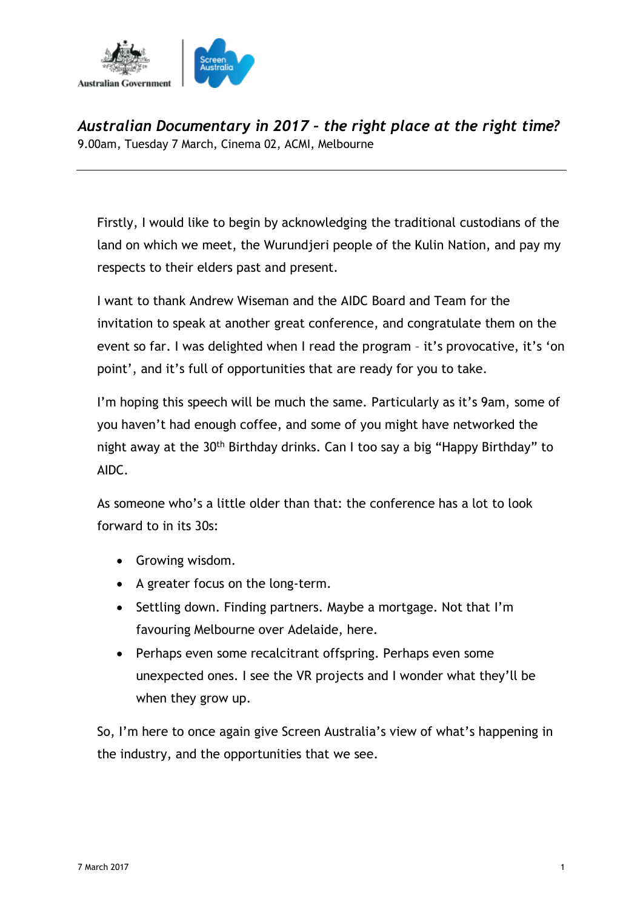# *Australian Documentary in 2017 – the right place at the right time?*

9.00am, Tuesday 7 March, Cinema 02, ACMI, Melbourne

---

Firstly, I would like to begin by acknowledging the traditional custodians of the land on which we meet, the Wurundjeri people of the Kulin Nation, and pay my respects to their elders past and present.

I want to thank Andrew Wiseman and the AIDC Board and Team for the invitation to speak at another great conference, and congratulate them on the event so far. I was delighted when I read the program – it's provocative, it's 'on point', and it's full of opportunities that are ready for you to take.

I'm hoping this speech will be much the same. Particularly as it's 9am, some of you haven't had enough coffee, and some of you might have networked the night away at the 30th Birthday drinks. Can I too say a big "Happy Birthday" to AIDC.

As someone who's a little older than that: the conference has a lot to look forward to in its 30s:

- Growing wisdom.
- A greater focus on the long-term.
- Settling down. Finding partners. Maybe a mortgage. Not that I'm favouring Melbourne over Adelaide, here.
- Perhaps even some recalcitrant offspring. Perhaps even some unexpected ones. I see the VR projects and I wonder what they'll be when they grow up.

So, I'm here to once again give Screen Australia's view of what's happening in the industry, and the opportunities that we see.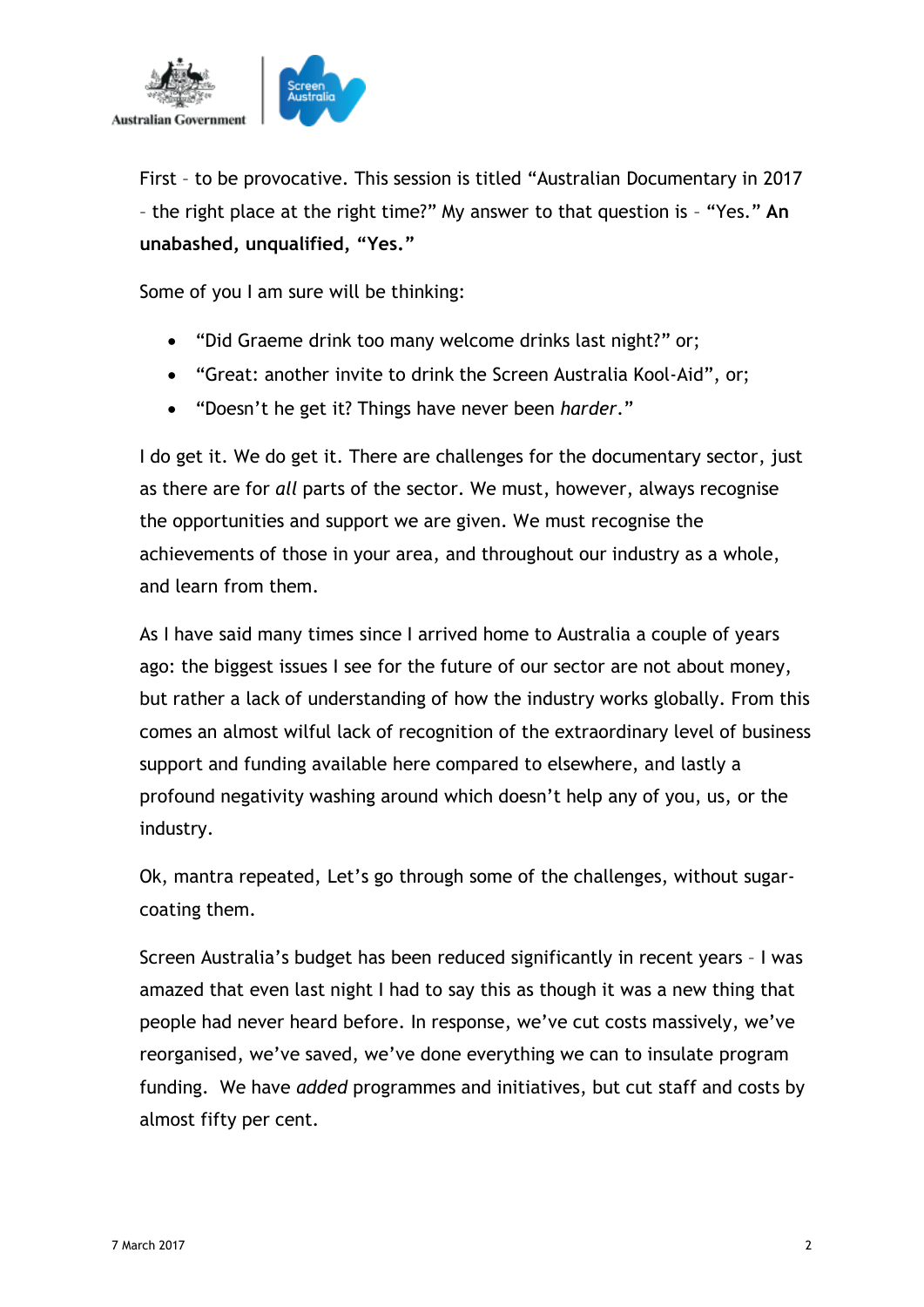First – to be provocative. This session is titled "Australian Documentary in 2017 – the right place at the right time?" My answer to that question is – "Yes." **An unabashed, unqualified, "Yes."**

Some of you I am sure will be thinking:

- "Did Graeme drink too many welcome drinks last night?" or;
- "Great: another invite to drink the Screen Australia Kool-Aid", or;
- "Doesn't he get it? Things have never been *harder*."

I do get it. We do get it. There are challenges for the documentary sector, just as there are for *all* parts of the sector. We must, however, always recognise the opportunities and support we are given. We must recognise the achievements of those in your area, and throughout our industry as a whole, and learn from them.

As I have said many times since I arrived home to Australia a couple of years ago: the biggest issues I see for the future of our sector are not about money, but rather a lack of understanding of how the industry works globally. From this comes an almost wilful lack of recognition of the extraordinary level of business support and funding available here compared to elsewhere, and lastly a profound negativity washing around which doesn't help any of you, us, or the industry.

Ok, mantra repeated, Let's go through some of the challenges, without sugar-coating them.

Screen Australia's budget has been reduced significantly in recent years – I was amazed that even last night I had to say this as though it was a new thing that people had never heard before. In response, we've cut costs massively, we've reorganised, we've saved, we've done everything we can to insulate program funding. We have *added* programmes and initiatives, but cut staff and costs by almost fifty per cent.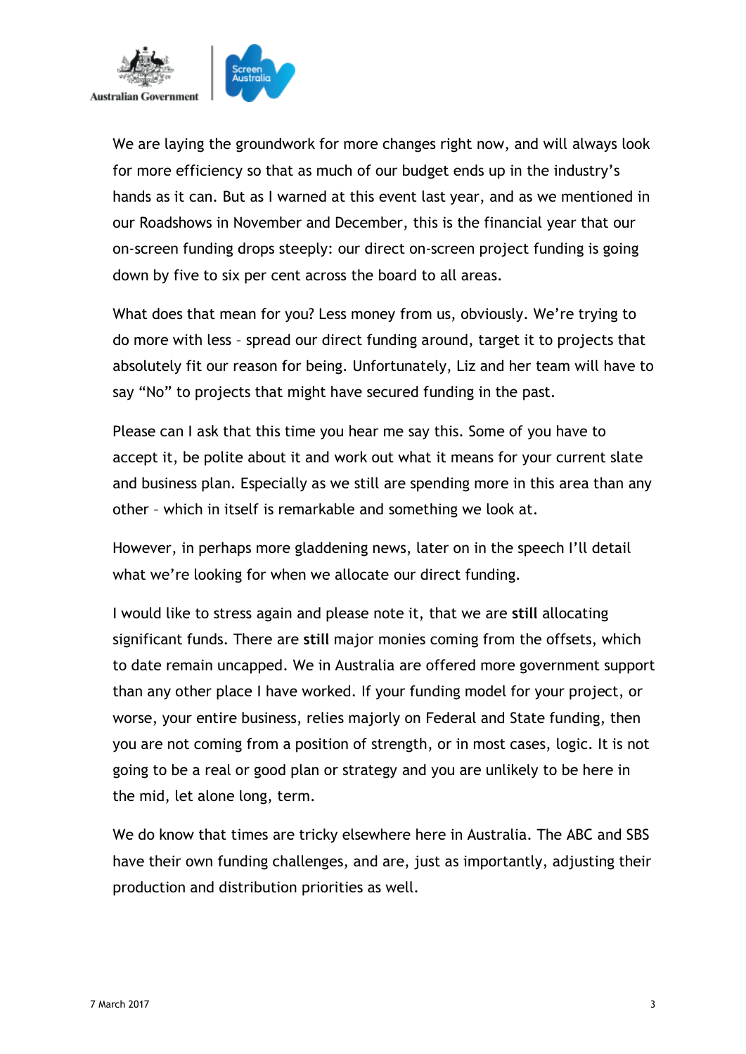We are laying the groundwork for more changes right now, and will always look for more efficiency so that as much of our budget ends up in the industry's hands as it can. But as I warned at this event last year, and as we mentioned in our Roadshows in November and December, this is the financial year that our on-screen funding drops steeply: our direct on-screen project funding is going down by five to six per cent across the board to all areas.

What does that mean for you? Less money from us, obviously. We're trying to do more with less – spread our direct funding around, target it to projects that absolutely fit our reason for being. Unfortunately, Liz and her team will have to say "No" to projects that might have secured funding in the past.

Please can I ask that this time you hear me say this. Some of you have to accept it, be polite about it and work out what it means for your current slate and business plan. Especially as we still are spending more in this area than any other – which in itself is remarkable and something we look at.

However, in perhaps more gladdening news, later on in the speech I'll detail what we're looking for when we allocate our direct funding.

I would like to stress again and please note it, that we are **still** allocating significant funds. There are **still** major monies coming from the offsets, which to date remain uncapped. We in Australia are offered more government support than any other place I have worked. If your funding model for your project, or worse, your entire business, relies majorly on Federal and State funding, then you are not coming from a position of strength, or in most cases, logic. It is not going to be a real or good plan or strategy and you are unlikely to be here in the mid, let alone long, term.

We do know that times are tricky elsewhere here in Australia. The ABC and SBS have their own funding challenges, and are, just as importantly, adjusting their production and distribution priorities as well.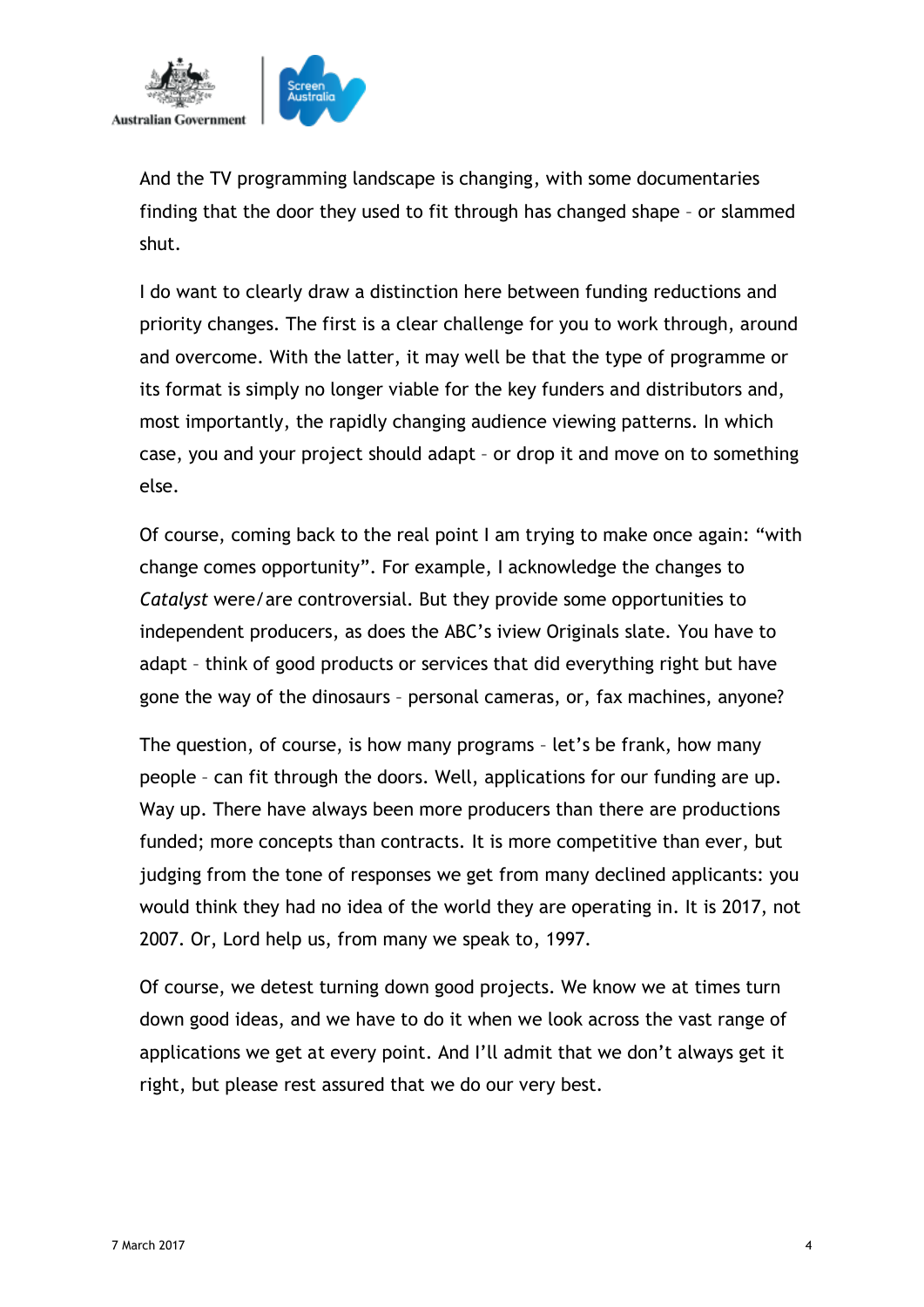And the TV programming landscape is changing, with some documentaries finding that the door they used to fit through has changed shape – or slammed shut.

I do want to clearly draw a distinction here between funding reductions and priority changes. The first is a clear challenge for you to work through, around and overcome. With the latter, it may well be that the type of programme or its format is simply no longer viable for the key funders and distributors and, most importantly, the rapidly changing audience viewing patterns. In which case, you and your project should adapt – or drop it and move on to something else.

Of course, coming back to the real point I am trying to make once again: "with change comes opportunity". For example, I acknowledge the changes to *Catalyst* were/are controversial. But they provide some opportunities to independent producers, as does the ABC's iview Originals slate. You have to adapt – think of good products or services that did everything right but have gone the way of the dinosaurs – personal cameras, or, fax machines, anyone?

The question, of course, is how many programs – let's be frank, how many people – can fit through the doors. Well, applications for our funding are up. Way up. There have always been more producers than there are productions funded; more concepts than contracts. It is more competitive than ever, but judging from the tone of responses we get from many declined applicants: you would think they had no idea of the world they are operating in. It is 2017, not 2007. Or, Lord help us, from many we speak to, 1997.

Of course, we detest turning down good projects. We know we at times turn down good ideas, and we have to do it when we look across the vast range of applications we get at every point. And I'll admit that we don't always get it right, but please rest assured that we do our very best.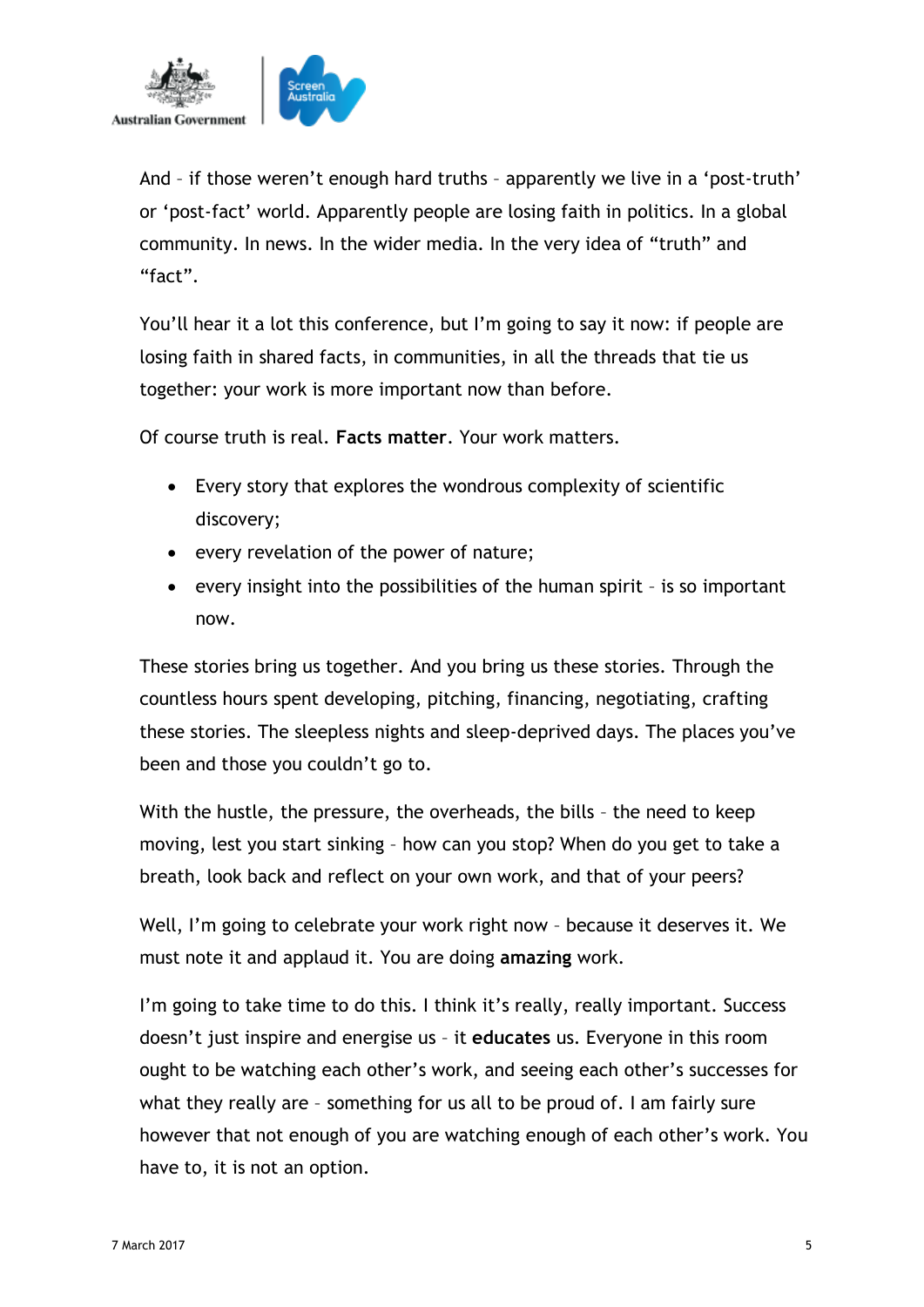And – if those weren't enough hard truths – apparently we live in a 'post-truth' or 'post-fact' world. Apparently people are losing faith in politics. In a global community. In news. In the wider media. In the very idea of "truth" and "fact".

You'll hear it a lot this conference, but I'm going to say it now: if people are losing faith in shared facts, in communities, in all the threads that tie us together: your work is more important now than before.

Of course truth is real. **Facts matter**. Your work matters.

- Every story that explores the wondrous complexity of scientific discovery;
- every revelation of the power of nature;
- every insight into the possibilities of the human spirit – is so important now.

These stories bring us together. And you bring us these stories. Through the countless hours spent developing, pitching, financing, negotiating, crafting these stories. The sleepless nights and sleep-deprived days. The places you've been and those you couldn't go to.

With the hustle, the pressure, the overheads, the bills – the need to keep moving, lest you start sinking – how can you stop? When do you get to take a breath, look back and reflect on your own work, and that of your peers?

Well, I'm going to celebrate your work right now – because it deserves it. We must note it and applaud it. You are doing **amazing** work.

I'm going to take time to do this. I think it's really, really important. Success doesn't just inspire and energise us – it **educates** us. Everyone in this room ought to be watching each other's work, and seeing each other's successes for what they really are – something for us all to be proud of. I am fairly sure however that not enough of you are watching enough of each other's work. You have to, it is not an option.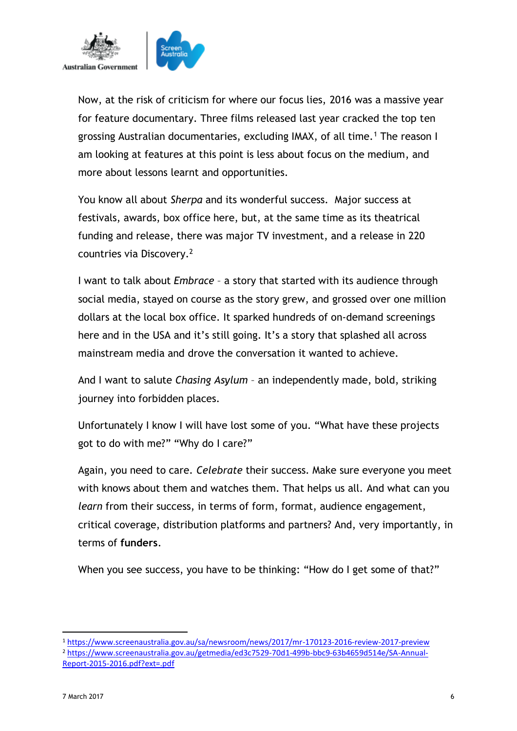Now, at the risk of criticism for where our focus lies, 2016 was a massive year for feature documentary. Three films released last year cracked the top ten grossing Australian documentaries, excluding IMAX, of all time.[1] The reason I am looking at features at this point is less about focus on the medium, and more about lessons learnt and opportunities.

You know all about *Sherpa* and its wonderful success. Major success at festivals, awards, box office here, but, at the same time as its theatrical funding and release, there was major TV investment, and a release in 220 countries via Discovery.[2]

I want to talk about *Embrace* – a story that started with its audience through social media, stayed on course as the story grew, and grossed over one million dollars at the local box office. It sparked hundreds of on-demand screenings here and in the USA and it's still going. It's a story that splashed all across mainstream media and drove the conversation it wanted to achieve.

And I want to salute *Chasing Asylum* – an independently made, bold, striking journey into forbidden places.

Unfortunately I know I will have lost some of you. "What have these projects got to do with me?" "Why do I care?"

Again, you need to care. *Celebrate* their success. Make sure everyone you meet with knows about them and watches them. That helps us all. And what can you *learn* from their success, in terms of form, format, audience engagement, critical coverage, distribution platforms and partners? And, very importantly, in terms of **funders**.

When you see success, you have to be thinking: "How do I get some of that?"

---

[1] https://www.screenaustralia.gov.au/sa/newsroom/news/2017/mr-170123-2016-review-2017-preview

[2] https://www.screenaustralia.gov.au/getmedia/ed3c7529-70d1-499b-bbc9-63b4659d514e/SA-Annual-Report-2015-2016.pdf?ext=.pdf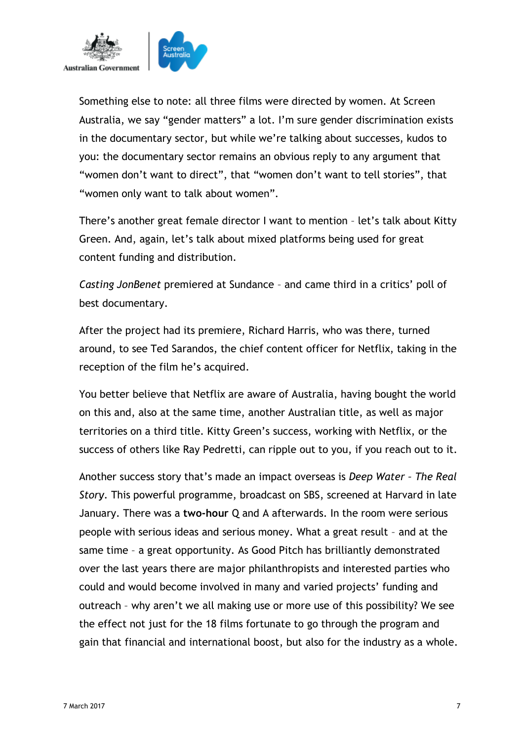Something else to note: all three films were directed by women. At Screen Australia, we say “gender matters” a lot. I’m sure gender discrimination exists in the documentary sector, but while we’re talking about successes, kudos to you: the documentary sector remains an obvious reply to any argument that “women don’t want to direct”, that “women don’t want to tell stories”, that “women only want to talk about women”.

There’s another great female director I want to mention – let’s talk about Kitty Green. And, again, let’s talk about mixed platforms being used for great content funding and distribution.

*Casting JonBenet* premiered at Sundance – and came third in a critics’ poll of best documentary.

After the project had its premiere, Richard Harris, who was there, turned around, to see Ted Sarandos, the chief content officer for Netflix, taking in the reception of the film he’s acquired.

You better believe that Netflix are aware of Australia, having bought the world on this and, also at the same time, another Australian title, as well as major territories on a third title. Kitty Green’s success, working with Netflix, or the success of others like Ray Pedretti, can ripple out to you, if you reach out to it.

Another success story that’s made an impact overseas is *Deep Water – The Real Story*. This powerful programme, broadcast on SBS, screened at Harvard in late January. There was a **two-hour** Q and A afterwards. In the room were serious people with serious ideas and serious money. What a great result – and at the same time – a great opportunity. As Good Pitch has brilliantly demonstrated over the last years there are major philanthropists and interested parties who could and would become involved in many and varied projects’ funding and outreach – why aren’t we all making use or more use of this possibility? We see the effect not just for the 18 films fortunate to go through the program and gain that financial and international boost, but also for the industry as a whole.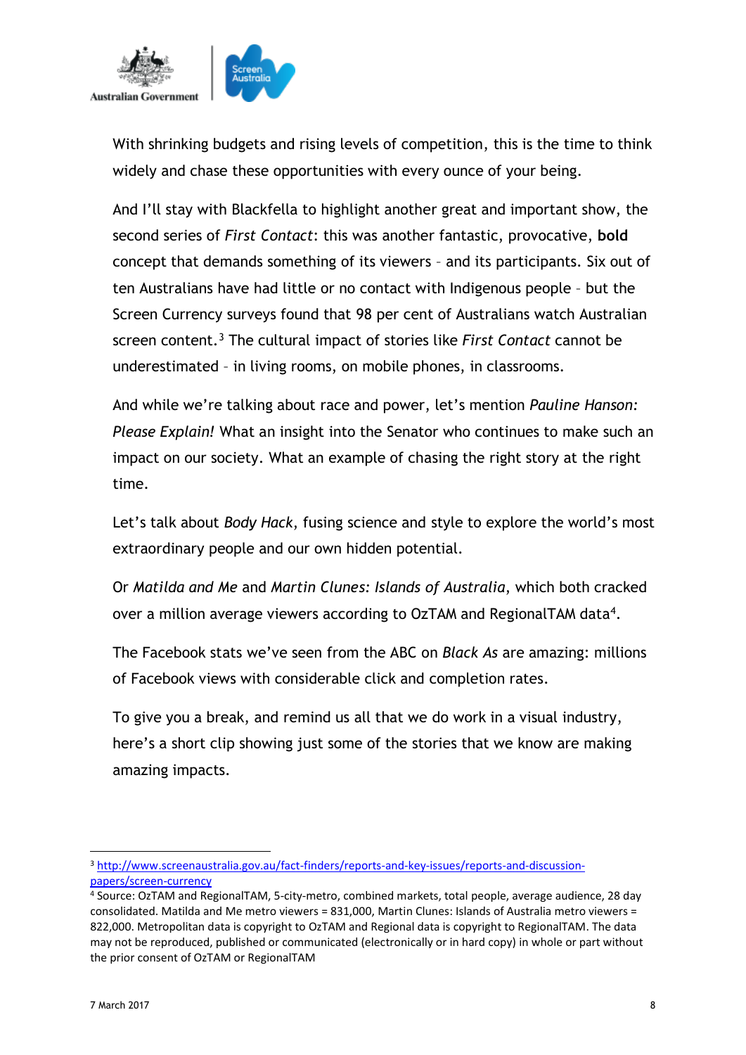With shrinking budgets and rising levels of competition, this is the time to think widely and chase these opportunities with every ounce of your being.

And I'll stay with Blackfella to highlight another great and important show, the second series of *First Contact*: this was another fantastic, provocative, **bold** concept that demands something of its viewers – and its participants. Six out of ten Australians have had little or no contact with Indigenous people – but the Screen Currency surveys found that 98 per cent of Australians watch Australian screen content.[3] The cultural impact of stories like *First Contact* cannot be underestimated – in living rooms, on mobile phones, in classrooms.

And while we're talking about race and power, let's mention *Pauline Hanson: Please Explain!* What an insight into the Senator who continues to make such an impact on our society. What an example of chasing the right story at the right time.

Let's talk about *Body Hack*, fusing science and style to explore the world's most extraordinary people and our own hidden potential.

Or *Matilda and Me* and *Martin Clunes: Islands of Australia*, which both cracked over a million average viewers according to OzTAM and RegionalTAM data[4].

The Facebook stats we've seen from the ABC on *Black As* are amazing: millions of Facebook views with considerable click and completion rates.

To give you a break, and remind us all that we do work in a visual industry, here's a short clip showing just some of the stories that we know are making amazing impacts.

---

[3] http://www.screenaustralia.gov.au/fact-finders/reports-and-key-issues/reports-and-discussion-papers/screen-currency

[4] Source: OzTAM and RegionalTAM, 5-city-metro, combined markets, total people, average audience, 28 day consolidated. Matilda and Me metro viewers = 831,000, Martin Clunes: Islands of Australia metro viewers = 822,000. Metropolitan data is copyright to OzTAM and Regional data is copyright to RegionalTAM. The data may not be reproduced, published or communicated (electronically or in hard copy) in whole or part without the prior consent of OzTAM or RegionalTAM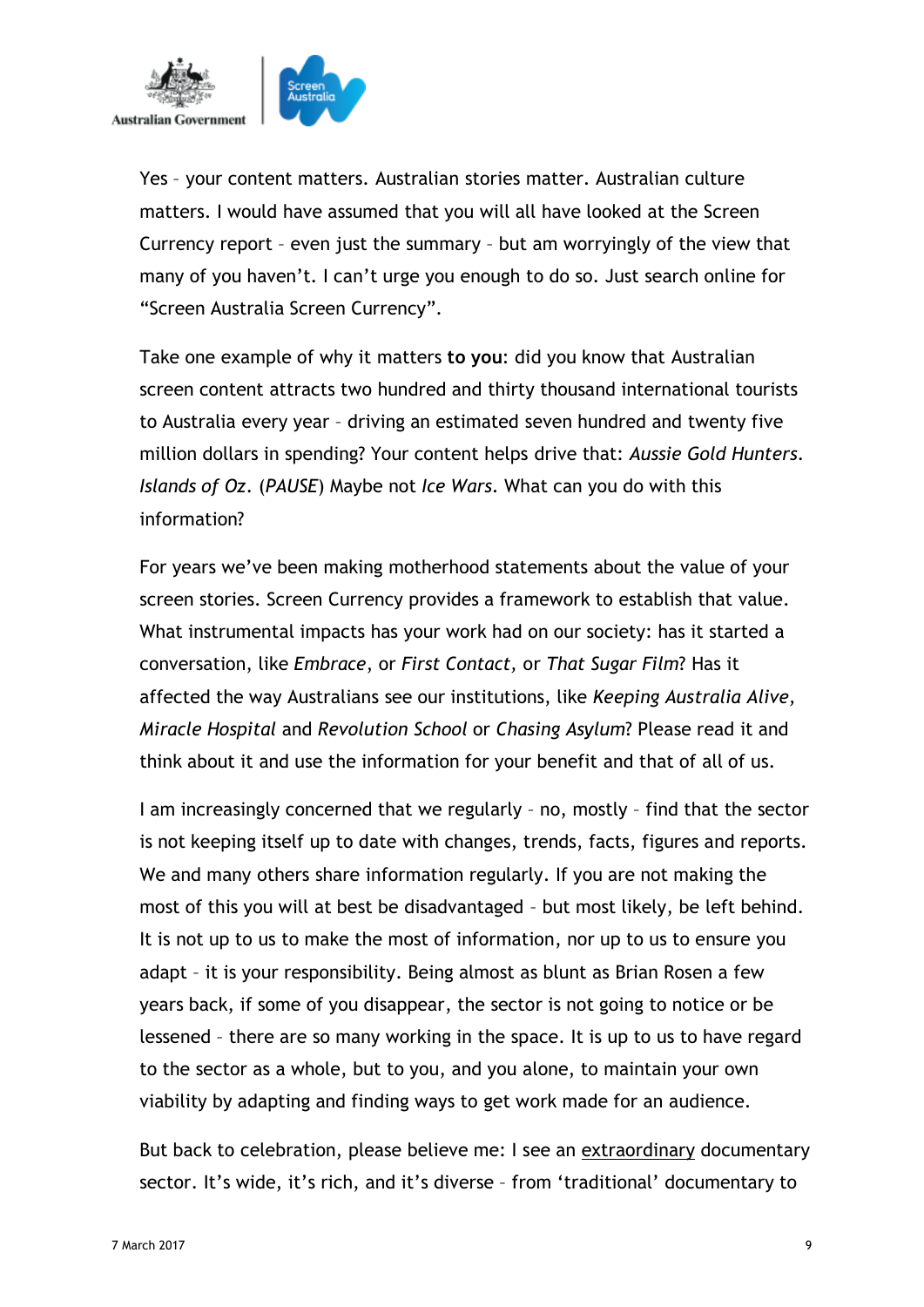Yes – your content matters. Australian stories matter. Australian culture matters. I would have assumed that you will all have looked at the Screen Currency report – even just the summary – but am worryingly of the view that many of you haven't. I can't urge you enough to do so. Just search online for "Screen Australia Screen Currency".

Take one example of why it matters **to you**: did you know that Australian screen content attracts two hundred and thirty thousand international tourists to Australia every year – driving an estimated seven hundred and twenty five million dollars in spending? Your content helps drive that: *Aussie Gold Hunters*. *Islands of Oz*. (*PAUSE*) Maybe not *Ice Wars*. What can you do with this information?

For years we've been making motherhood statements about the value of your screen stories. Screen Currency provides a framework to establish that value. What instrumental impacts has your work had on our society: has it started a conversation, like *Embrace*, or *First Contact,* or *That Sugar Film*? Has it affected the way Australians see our institutions, like *Keeping Australia Alive, Miracle Hospital* and *Revolution School* or *Chasing Asylum*? Please read it and think about it and use the information for your benefit and that of all of us.

I am increasingly concerned that we regularly – no, mostly – find that the sector is not keeping itself up to date with changes, trends, facts, figures and reports. We and many others share information regularly. If you are not making the most of this you will at best be disadvantaged – but most likely, be left behind. It is not up to us to make the most of information, nor up to us to ensure you adapt – it is your responsibility. Being almost as blunt as Brian Rosen a few years back, if some of you disappear, the sector is not going to notice or be lessened – there are so many working in the space. It is up to us to have regard to the sector as a whole, but to you, and you alone, to maintain your own viability by adapting and finding ways to get work made for an audience.

But back to celebration, please believe me: I see an <u>extraordinary</u> documentary sector. It's wide, it's rich, and it's diverse – from 'traditional' documentary to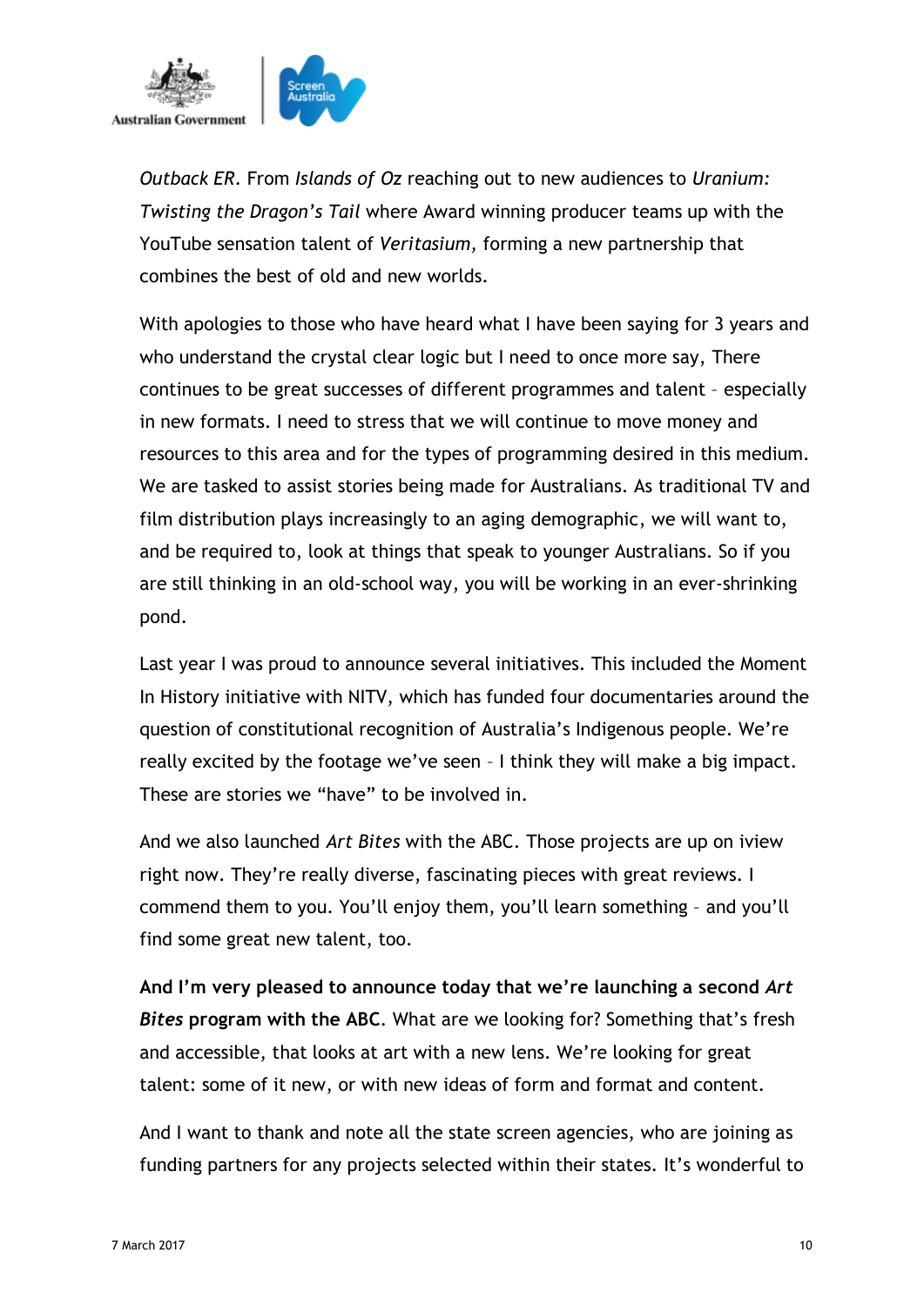*Outback ER*. From *Islands of Oz* reaching out to new audiences to *Uranium: Twisting the Dragon's Tail* where Award winning producer teams up with the YouTube sensation talent of *Veritasium,* forming a new partnership that combines the best of old and new worlds.

With apologies to those who have heard what I have been saying for 3 years and who understand the crystal clear logic but I need to once more say, There continues to be great successes of different programmes and talent – especially in new formats. I need to stress that we will continue to move money and resources to this area and for the types of programming desired in this medium. We are tasked to assist stories being made for Australians. As traditional TV and film distribution plays increasingly to an aging demographic, we will want to, and be required to, look at things that speak to younger Australians. So if you are still thinking in an old-school way, you will be working in an ever-shrinking pond.

Last year I was proud to announce several initiatives. This included the Moment In History initiative with NITV, which has funded four documentaries around the question of constitutional recognition of Australia's Indigenous people. We're really excited by the footage we've seen – I think they will make a big impact. These are stories we "have" to be involved in.

And we also launched *Art Bites* with the ABC. Those projects are up on iview right now. They're really diverse, fascinating pieces with great reviews. I commend them to you. You'll enjoy them, you'll learn something – and you'll find some great new talent, too.

**And I'm very pleased to announce today that we're launching a second *Art Bites* program with the ABC**. What are we looking for? Something that's fresh and accessible, that looks at art with a new lens. We're looking for great talent: some of it new, or with new ideas of form and format and content.

And I want to thank and note all the state screen agencies, who are joining as funding partners for any projects selected within their states. It's wonderful to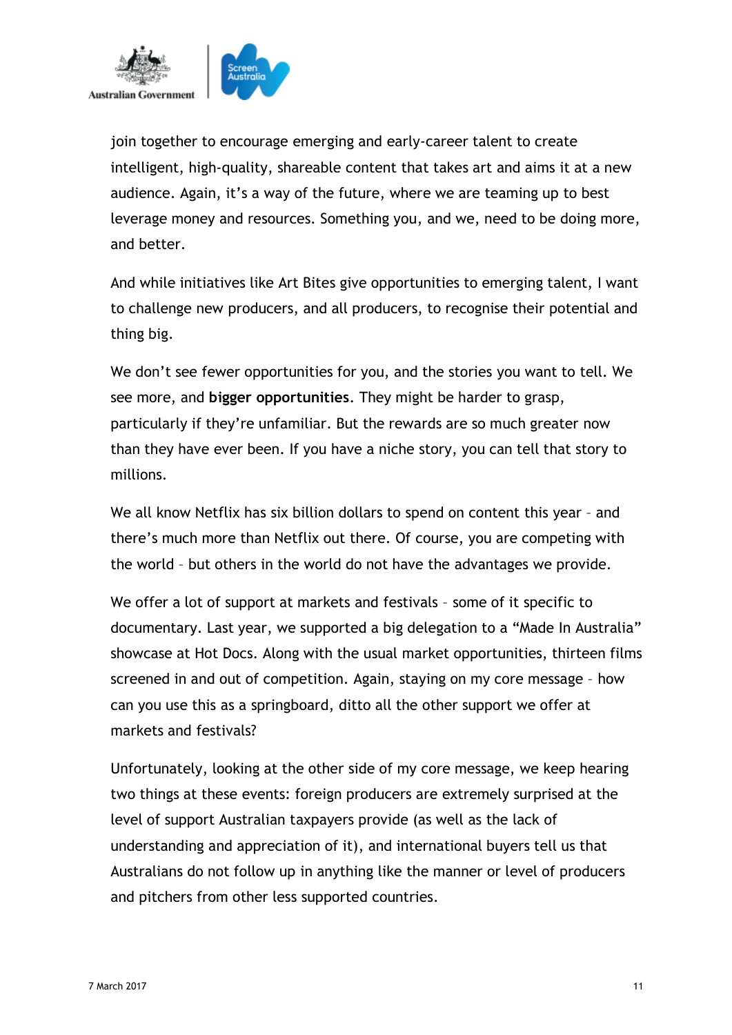join together to encourage emerging and early-career talent to create intelligent, high-quality, shareable content that takes art and aims it at a new audience. Again, it's a way of the future, where we are teaming up to best leverage money and resources. Something you, and we, need to be doing more, and better.

And while initiatives like Art Bites give opportunities to emerging talent, I want to challenge new producers, and all producers, to recognise their potential and thing big.

We don't see fewer opportunities for you, and the stories you want to tell. We see more, and **bigger opportunities**. They might be harder to grasp, particularly if they're unfamiliar. But the rewards are so much greater now than they have ever been. If you have a niche story, you can tell that story to millions.

We all know Netflix has six billion dollars to spend on content this year – and there's much more than Netflix out there. Of course, you are competing with the world – but others in the world do not have the advantages we provide.

We offer a lot of support at markets and festivals – some of it specific to documentary. Last year, we supported a big delegation to a "Made In Australia" showcase at Hot Docs. Along with the usual market opportunities, thirteen films screened in and out of competition. Again, staying on my core message – how can you use this as a springboard, ditto all the other support we offer at markets and festivals?

Unfortunately, looking at the other side of my core message, we keep hearing two things at these events: foreign producers are extremely surprised at the level of support Australian taxpayers provide (as well as the lack of understanding and appreciation of it), and international buyers tell us that Australians do not follow up in anything like the manner or level of producers and pitchers from other less supported countries.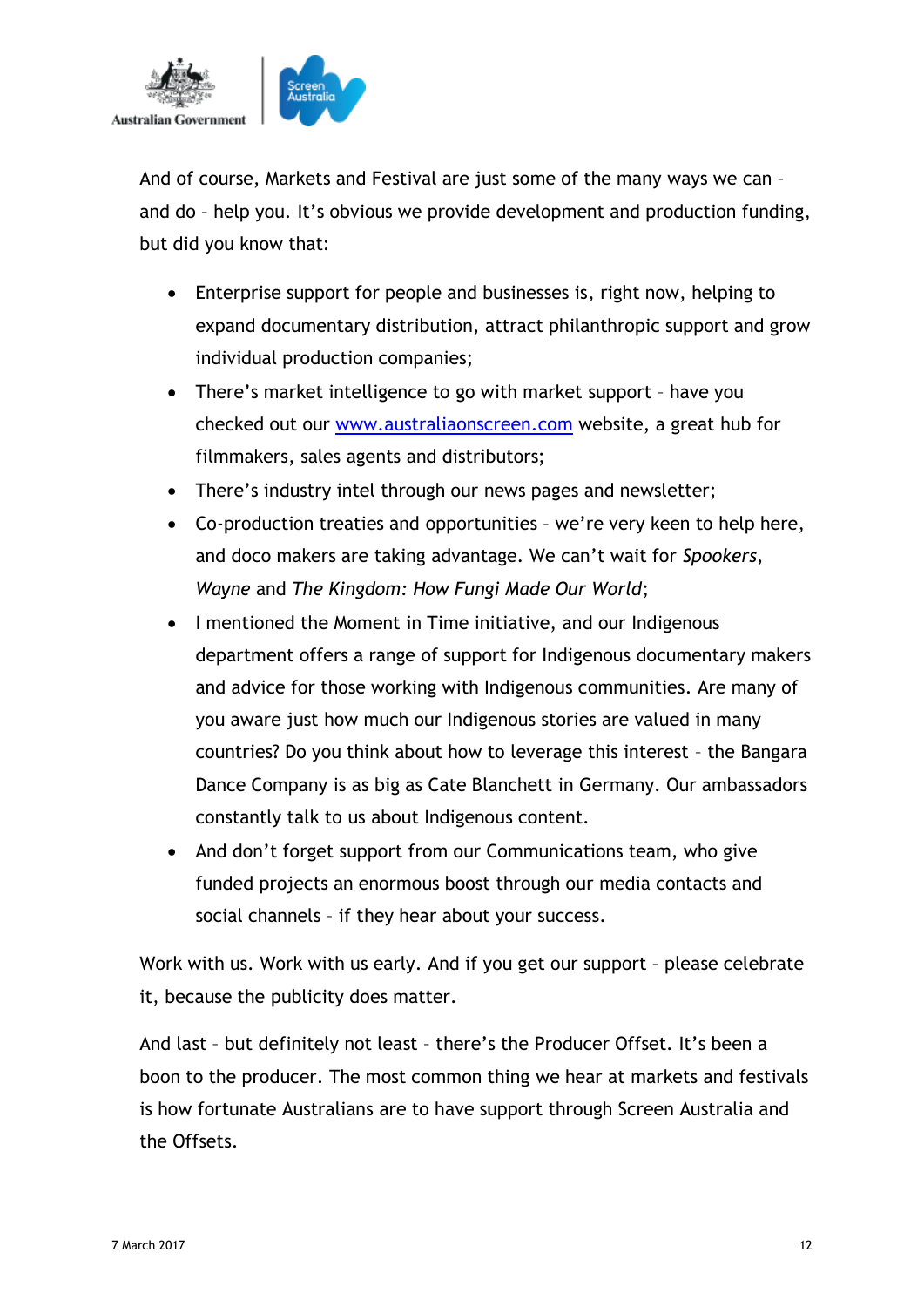And of course, Markets and Festival are just some of the many ways we can – and do – help you. It's obvious we provide development and production funding, but did you know that:

- Enterprise support for people and businesses is, right now, helping to expand documentary distribution, attract philanthropic support and grow individual production companies;
- There's market intelligence to go with market support – have you checked out our [www.australiaonscreen.com](www.australiaonscreen.com) website, a great hub for filmmakers, sales agents and distributors;
- There's industry intel through our news pages and newsletter;
- Co-production treaties and opportunities – we're very keen to help here, and doco makers are taking advantage. We can't wait for *Spookers*, *Wayne* and *The Kingdom: How Fungi Made Our World*;
- I mentioned the Moment in Time initiative, and our Indigenous department offers a range of support for Indigenous documentary makers and advice for those working with Indigenous communities. Are many of you aware just how much our Indigenous stories are valued in many countries? Do you think about how to leverage this interest – the Bangara Dance Company is as big as Cate Blanchett in Germany. Our ambassadors constantly talk to us about Indigenous content.
- And don't forget support from our Communications team, who give funded projects an enormous boost through our media contacts and social channels – if they hear about your success.

Work with us. Work with us early. And if you get our support – please celebrate it, because the publicity does matter.

And last – but definitely not least – there's the Producer Offset. It's been a boon to the producer. The most common thing we hear at markets and festivals is how fortunate Australians are to have support through Screen Australia and the Offsets.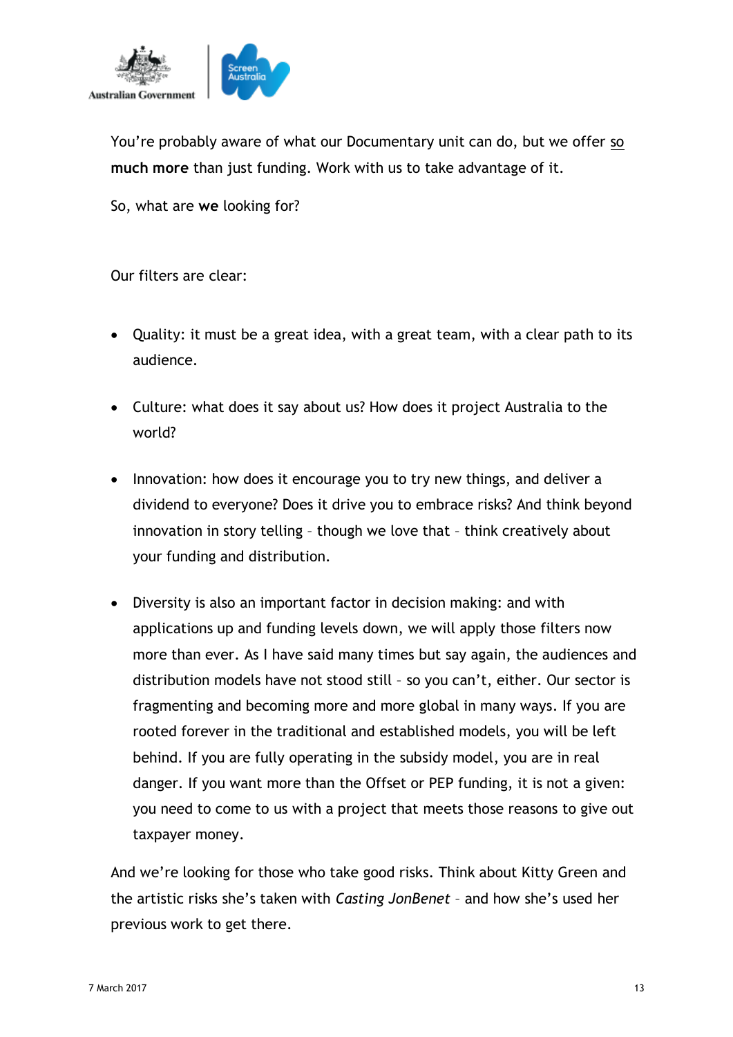You're probably aware of what our Documentary unit can do, but we offer **so much more** than just funding. Work with us to take advantage of it.

So, what are **we** looking for?

Our filters are clear:

- Quality: it must be a great idea, with a great team, with a clear path to its audience.
- Culture: what does it say about us? How does it project Australia to the world?
- Innovation: how does it encourage you to try new things, and deliver a dividend to everyone? Does it drive you to embrace risks? And think beyond innovation in story telling – though we love that – think creatively about your funding and distribution.
- Diversity is also an important factor in decision making: and with applications up and funding levels down, we will apply those filters now more than ever. As I have said many times but say again, the audiences and distribution models have not stood still – so you can't, either. Our sector is fragmenting and becoming more and more global in many ways. If you are rooted forever in the traditional and established models, you will be left behind. If you are fully operating in the subsidy model, you are in real danger. If you want more than the Offset or PEP funding, it is not a given: you need to come to us with a project that meets those reasons to give out taxpayer money.

And we're looking for those who take good risks. Think about Kitty Green and the artistic risks she's taken with *Casting JonBenet* – and how she's used her previous work to get there.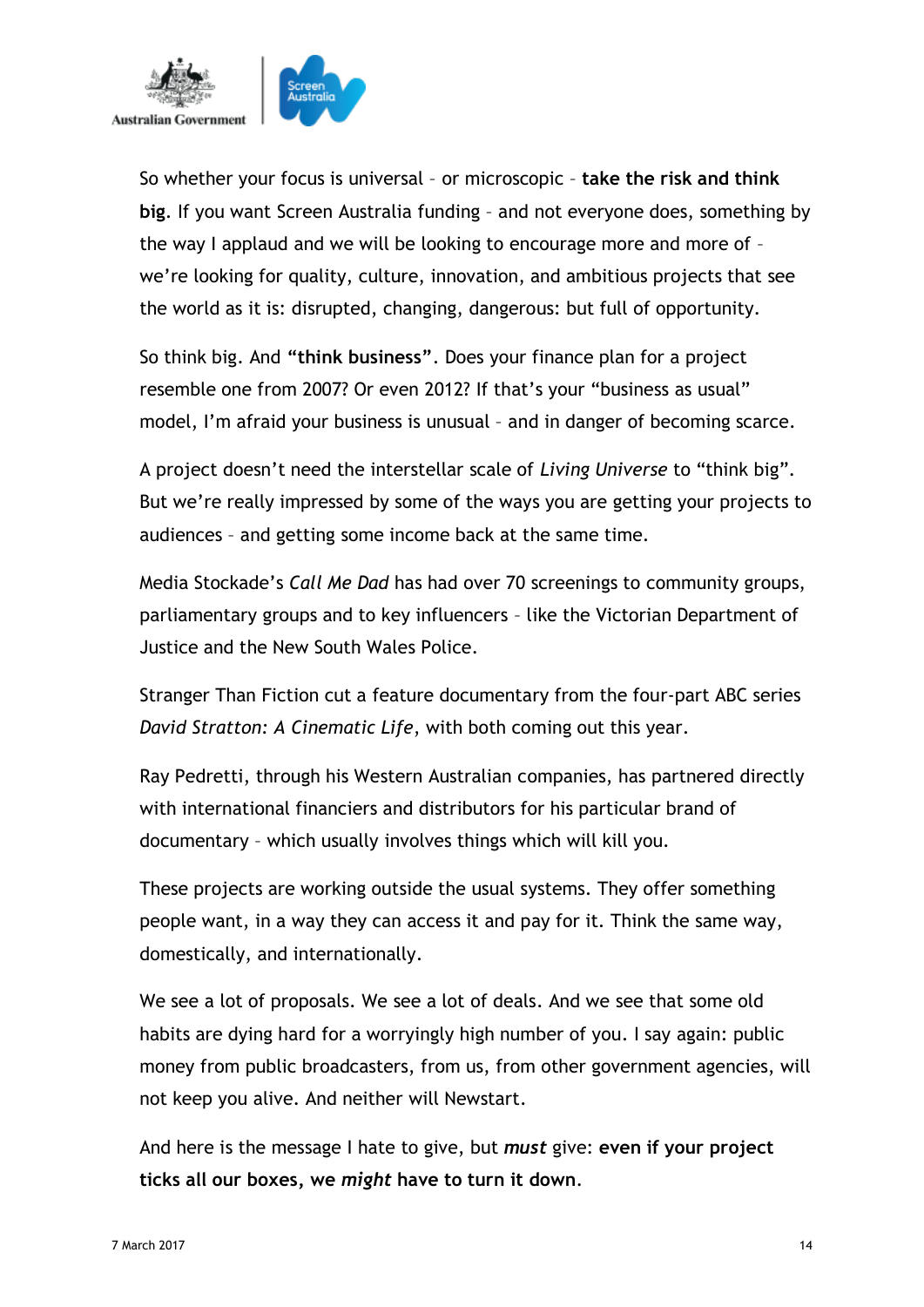So whether your focus is universal – or microscopic – **take the risk and think big**. If you want Screen Australia funding – and not everyone does, something by the way I applaud and we will be looking to encourage more and more of – we're looking for quality, culture, innovation, and ambitious projects that see the world as it is: disrupted, changing, dangerous: but full of opportunity.

So think big. And **"think business"**. Does your finance plan for a project resemble one from 2007? Or even 2012? If that's your "business as usual" model, I'm afraid your business is unusual – and in danger of becoming scarce.

A project doesn't need the interstellar scale of *Living Universe* to "think big". But we're really impressed by some of the ways you are getting your projects to audiences – and getting some income back at the same time.

Media Stockade's *Call Me Dad* has had over 70 screenings to community groups, parliamentary groups and to key influencers – like the Victorian Department of Justice and the New South Wales Police.

Stranger Than Fiction cut a feature documentary from the four-part ABC series *David Stratton: A Cinematic Life*, with both coming out this year.

Ray Pedretti, through his Western Australian companies, has partnered directly with international financiers and distributors for his particular brand of documentary – which usually involves things which will kill you.

These projects are working outside the usual systems. They offer something people want, in a way they can access it and pay for it. Think the same way, domestically, and internationally.

We see a lot of proposals. We see a lot of deals. And we see that some old habits are dying hard for a worryingly high number of you. I say again: public money from public broadcasters, from us, from other government agencies, will not keep you alive. And neither will Newstart.

And here is the message I hate to give, but ***must*** give: **even if your project ticks all our boxes, we *might* have to turn it down**.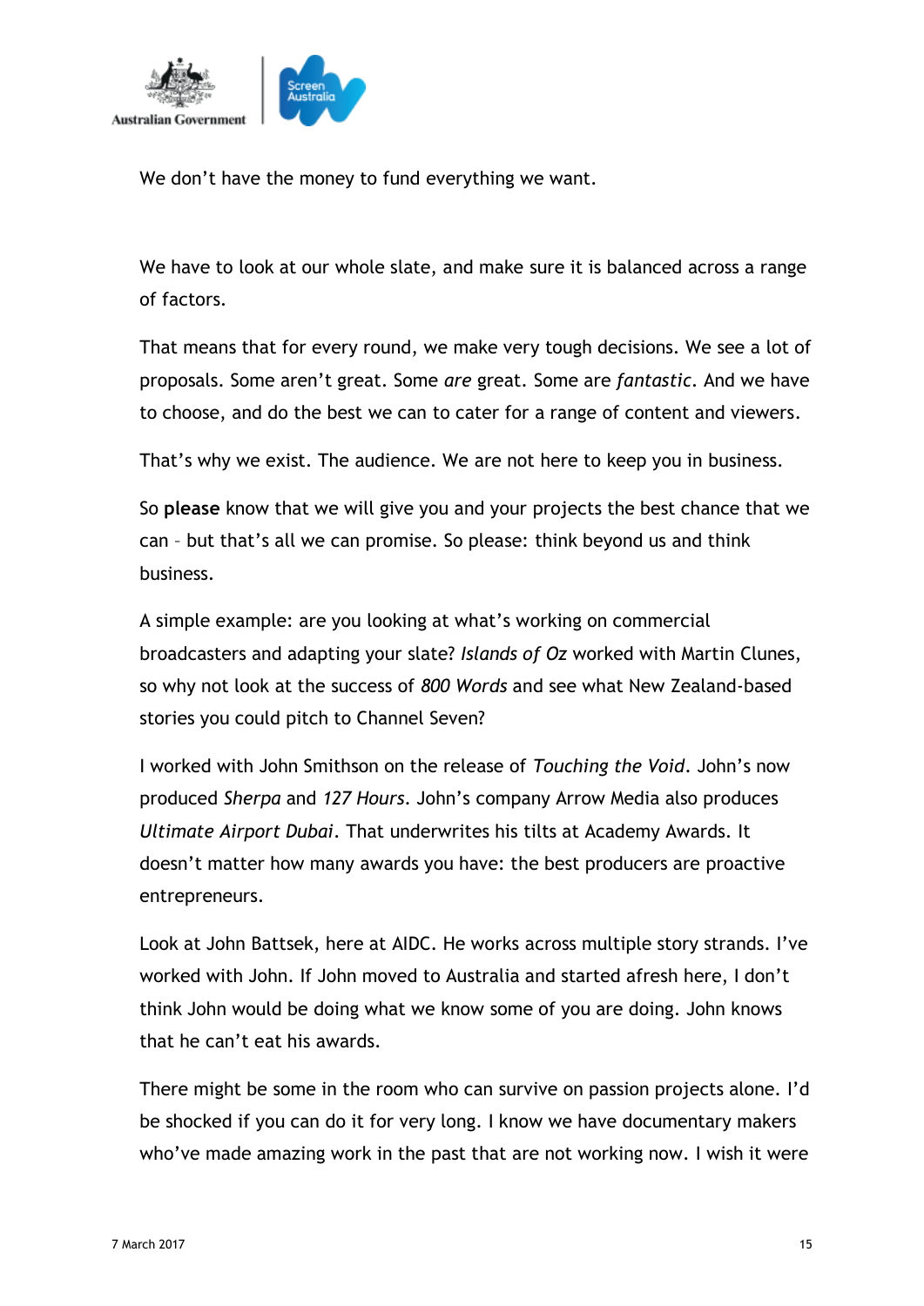We don't have the money to fund everything we want.

We have to look at our whole slate, and make sure it is balanced across a range of factors.

That means that for every round, we make very tough decisions. We see a lot of proposals. Some aren't great. Some *are* great. Some are *fantastic*. And we have to choose, and do the best we can to cater for a range of content and viewers.

That's why we exist. The audience. We are not here to keep you in business.

So **please** know that we will give you and your projects the best chance that we can – but that's all we can promise. So please: think beyond us and think business.

A simple example: are you looking at what's working on commercial broadcasters and adapting your slate? *Islands of Oz* worked with Martin Clunes, so why not look at the success of *800 Words* and see what New Zealand-based stories you could pitch to Channel Seven?

I worked with John Smithson on the release of *Touching the Void*. John's now produced *Sherpa* and *127 Hours*. John's company Arrow Media also produces *Ultimate Airport Dubai*. That underwrites his tilts at Academy Awards. It doesn't matter how many awards you have: the best producers are proactive entrepreneurs.

Look at John Battsek, here at AIDC. He works across multiple story strands. I've worked with John. If John moved to Australia and started afresh here, I don't think John would be doing what we know some of you are doing. John knows that he can't eat his awards.

There might be some in the room who can survive on passion projects alone. I'd be shocked if you can do it for very long. I know we have documentary makers who've made amazing work in the past that are not working now. I wish it were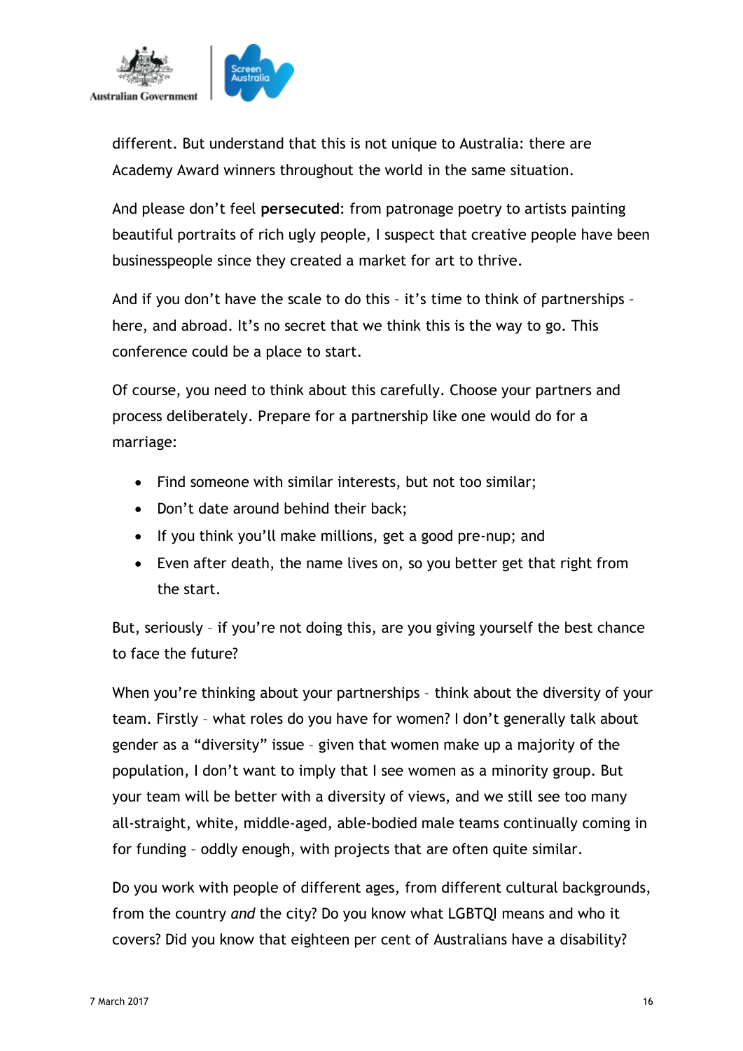different. But understand that this is not unique to Australia: there are Academy Award winners throughout the world in the same situation.

And please don't feel **persecuted**: from patronage poetry to artists painting beautiful portraits of rich ugly people, I suspect that creative people have been businesspeople since they created a market for art to thrive.

And if you don't have the scale to do this – it's time to think of partnerships – here, and abroad. It's no secret that we think this is the way to go. This conference could be a place to start.

Of course, you need to think about this carefully. Choose your partners and process deliberately. Prepare for a partnership like one would do for a marriage:

- Find someone with similar interests, but not too similar;
- Don't date around behind their back;
- If you think you'll make millions, get a good pre-nup; and
- Even after death, the name lives on, so you better get that right from the start.

But, seriously – if you're not doing this, are you giving yourself the best chance to face the future?

When you're thinking about your partnerships – think about the diversity of your team. Firstly – what roles do you have for women? I don't generally talk about gender as a "diversity" issue – given that women make up a majority of the population, I don't want to imply that I see women as a minority group. But your team will be better with a diversity of views, and we still see too many all-straight, white, middle-aged, able-bodied male teams continually coming in for funding – oddly enough, with projects that are often quite similar.

Do you work with people of different ages, from different cultural backgrounds, from the country *and* the city? Do you know what LGBTQI means and who it covers? Did you know that eighteen per cent of Australians have a disability?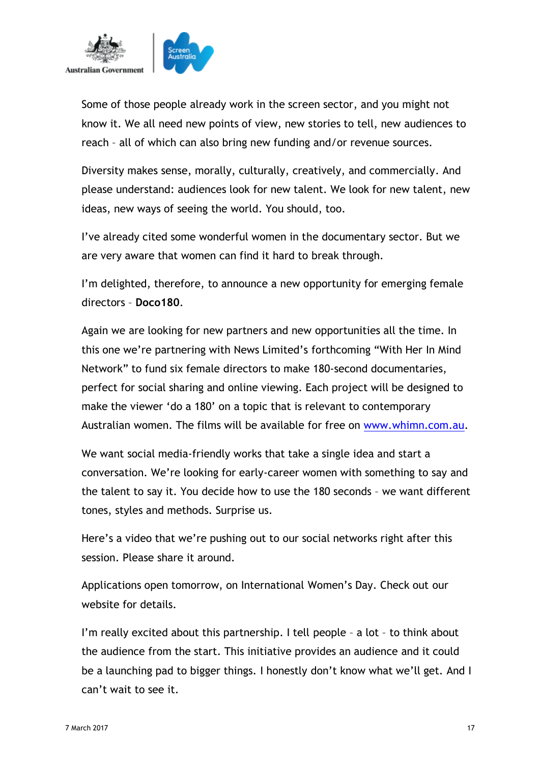Some of those people already work in the screen sector, and you might not know it. We all need new points of view, new stories to tell, new audiences to reach – all of which can also bring new funding and/or revenue sources.

Diversity makes sense, morally, culturally, creatively, and commercially. And please understand: audiences look for new talent. We look for new talent, new ideas, new ways of seeing the world. You should, too.

I've already cited some wonderful women in the documentary sector. But we are very aware that women can find it hard to break through.

I'm delighted, therefore, to announce a new opportunity for emerging female directors – **Doco180**.

Again we are looking for new partners and new opportunities all the time. In this one we're partnering with News Limited's forthcoming "With Her In Mind Network" to fund six female directors to make 180-second documentaries, perfect for social sharing and online viewing. Each project will be designed to make the viewer 'do a 180' on a topic that is relevant to contemporary Australian women. The films will be available for free on [www.whimn.com.au](http://www.whimn.com.au).

We want social media-friendly works that take a single idea and start a conversation. We're looking for early-career women with something to say and the talent to say it. You decide how to use the 180 seconds – we want different tones, styles and methods. Surprise us.

Here's a video that we're pushing out to our social networks right after this session. Please share it around.

Applications open tomorrow, on International Women's Day. Check out our website for details.

I'm really excited about this partnership. I tell people – a lot – to think about the audience from the start. This initiative provides an audience and it could be a launching pad to bigger things. I honestly don't know what we'll get. And I can't wait to see it.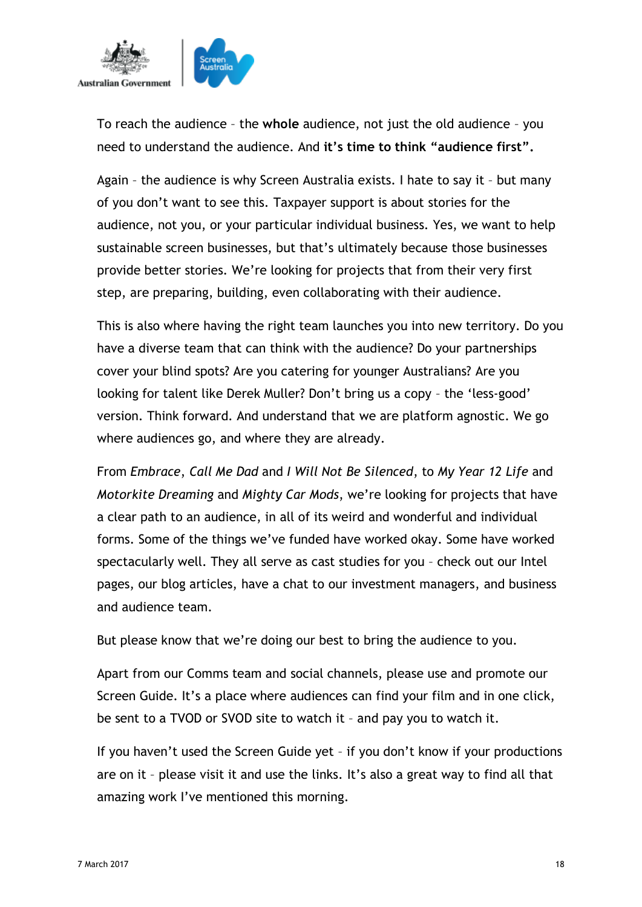To reach the audience – the **whole** audience, not just the old audience – you need to understand the audience. And **it's time to think "audience first".**

Again – the audience is why Screen Australia exists. I hate to say it – but many of you don't want to see this. Taxpayer support is about stories for the audience, not you, or your particular individual business. Yes, we want to help sustainable screen businesses, but that's ultimately because those businesses provide better stories. We're looking for projects that from their very first step, are preparing, building, even collaborating with their audience.

This is also where having the right team launches you into new territory. Do you have a diverse team that can think with the audience? Do your partnerships cover your blind spots? Are you catering for younger Australians? Are you looking for talent like Derek Muller? Don't bring us a copy – the 'less-good' version. Think forward. And understand that we are platform agnostic. We go where audiences go, and where they are already.

From *Embrace*, *Call Me Dad* and *I Will Not Be Silenced*, to *My Year 12 Life* and *Motorkite Dreaming* and *Mighty Car Mods*, we're looking for projects that have a clear path to an audience, in all of its weird and wonderful and individual forms. Some of the things we've funded have worked okay. Some have worked spectacularly well. They all serve as cast studies for you – check out our Intel pages, our blog articles, have a chat to our investment managers, and business and audience team.

But please know that we're doing our best to bring the audience to you.

Apart from our Comms team and social channels, please use and promote our Screen Guide. It's a place where audiences can find your film and in one click, be sent to a TVOD or SVOD site to watch it – and pay you to watch it.

If you haven't used the Screen Guide yet – if you don't know if your productions are on it – please visit it and use the links. It's also a great way to find all that amazing work I've mentioned this morning.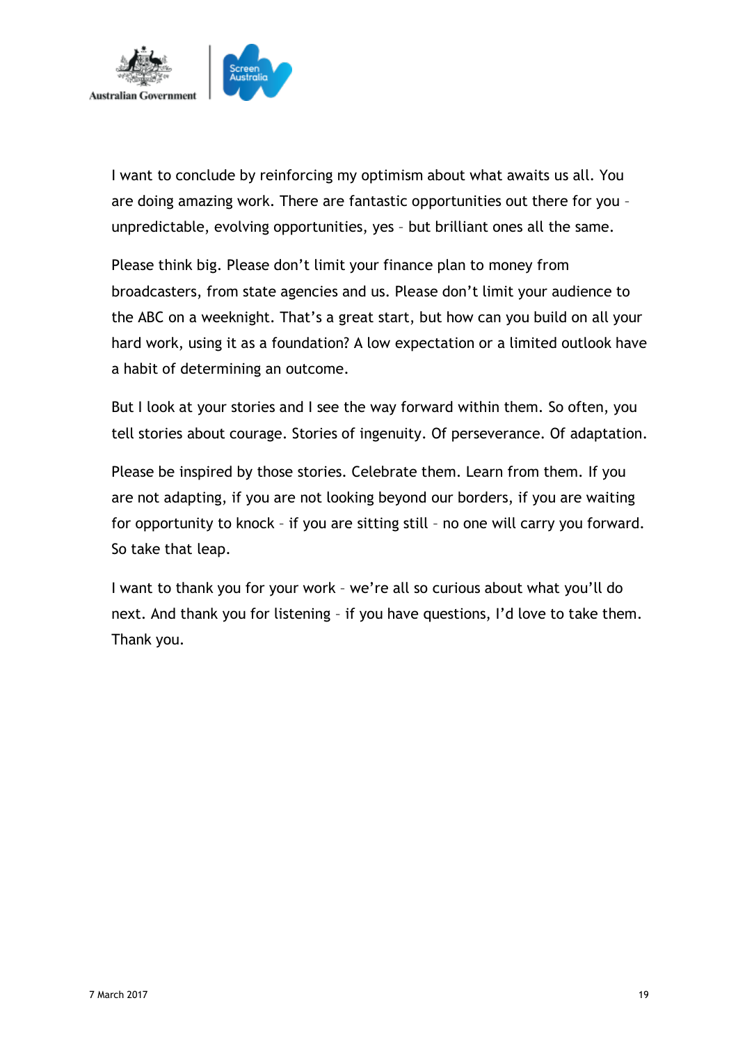I want to conclude by reinforcing my optimism about what awaits us all. You are doing amazing work. There are fantastic opportunities out there for you – unpredictable, evolving opportunities, yes – but brilliant ones all the same.

Please think big. Please don't limit your finance plan to money from broadcasters, from state agencies and us. Please don't limit your audience to the ABC on a weeknight. That's a great start, but how can you build on all your hard work, using it as a foundation? A low expectation or a limited outlook have a habit of determining an outcome.

But I look at your stories and I see the way forward within them. So often, you tell stories about courage. Stories of ingenuity. Of perseverance. Of adaptation.

Please be inspired by those stories. Celebrate them. Learn from them. If you are not adapting, if you are not looking beyond our borders, if you are waiting for opportunity to knock – if you are sitting still – no one will carry you forward. So take that leap.

I want to thank you for your work – we're all so curious about what you'll do next. And thank you for listening – if you have questions, I'd love to take them. Thank you.